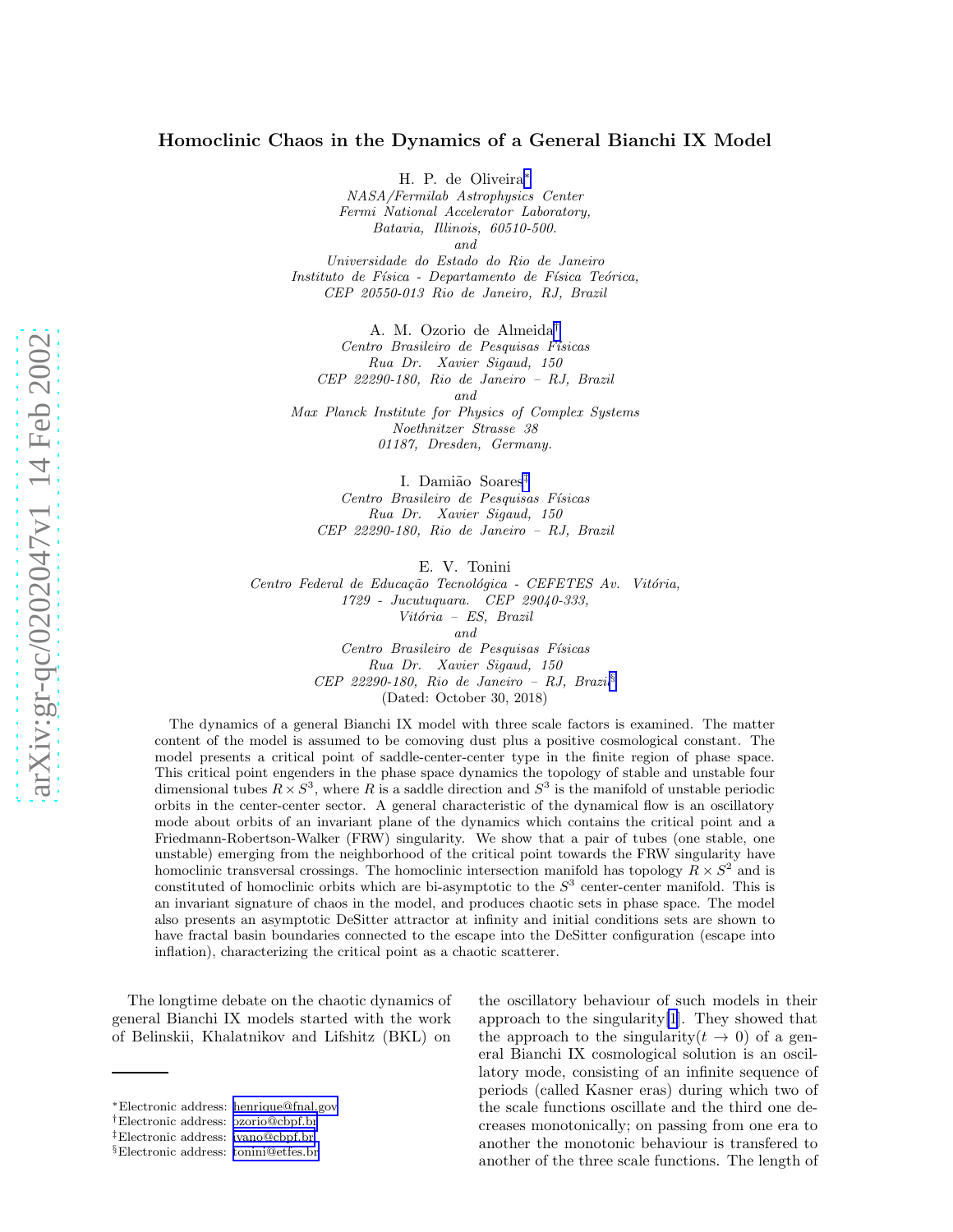# Homoclinic Chaos in the Dynamics of a General Bianchi IX Model

H. P. de Oliveira[*]

*NASA/Fermilab Astrophysics Center*
*Fermi National Accelerator Laboratory,*
*Batavia, Illinois, 60510-500.*
*and*
*Universidade do Estado do Rio de Janeiro*
*Instituto de Física - Departamento de Física Teórica,*
*CEP 20550-013 Rio de Janeiro, RJ, Brazil*

A. M. Ozorio de Almeida[†]

*Centro Brasileiro de Pesquisas Físicas*
*Rua Dr. Xavier Sigaud, 150*
*CEP 22290-180, Rio de Janeiro – RJ, Brazil*
*and*
*Max Planck Institute for Physics of Complex Systems*
*Noethnitzer Strasse 38*
*01187, Dresden, Germany.*

I. Damião Soares[‡]

*Centro Brasileiro de Pesquisas Físicas*
*Rua Dr. Xavier Sigaud, 150*
*CEP 22290-180, Rio de Janeiro – RJ, Brazil*

E. V. Tonini

*Centro Federal de Educação Tecnológica - CEFETES Av. Vitória,*
*1729 - Jucutuquara. CEP 29040-333,*
*Vitória – ES, Brazil*
*and*
*Centro Brasileiro de Pesquisas Físicas*
*Rua Dr. Xavier Sigaud, 150*
*CEP 22290-180, Rio de Janeiro – RJ, Brazil*[§]

(Dated: October 30, 2018)

The dynamics of a general Bianchi IX model with three scale factors is examined. The matter content of the model is assumed to be comoving dust plus a positive cosmological constant. The model presents a critical point of saddle-center-center type in the finite region of phase space. This critical point engenders in the phase space dynamics the topology of stable and unstable four dimensional tubes $R \times S^3$, where $R$ is a saddle direction and $S^3$ is the manifold of unstable periodic orbits in the center-center sector. A general characteristic of the dynamical flow is an oscillatory mode about orbits of an invariant plane of the dynamics which contains the critical point and a Friedmann-Robertson-Walker (FRW) singularity. We show that a pair of tubes (one stable, one unstable) emerging from the neighborhood of the critical point towards the FRW singularity have homoclinic transversal crossings. The homoclinic intersection manifold has topology $R \times S^2$ and is constituted of homoclinic orbits which are bi-asymptotic to the $S^3$ center-center manifold. This is an invariant signature of chaos in the model, and produces chaotic sets in phase space. The model also presents an asymptotic DeSitter attractor at infinity and initial conditions sets are shown to have fractal basin boundaries connected to the escape into the DeSitter configuration (escape into inflation), characterizing the critical point as a chaotic scatterer.

The longtime debate on the chaotic dynamics of general Bianchi IX models started with the work of Belinskii, Khalatnikov and Lifshitz (BKL) on the oscillatory behaviour of such models in their approach to the singularity[1]. They showed that the approach to the singularity($t \to 0$) of a general Bianchi IX cosmological solution is an oscillatory mode, consisting of an infinite sequence of periods (called Kasner eras) during which two of the scale functions oscillate and the third one decreases monotonically; on passing from one era to another the monotonic behaviour is transfered to another of the three scale functions. The length of

---

[*] Electronic address: henrique@fnal.gov
[†] Electronic address: ozorio@cbpf.br
[‡] Electronic address: ivano@cbpf.br
[§] Electronic address: tonini@etfes.br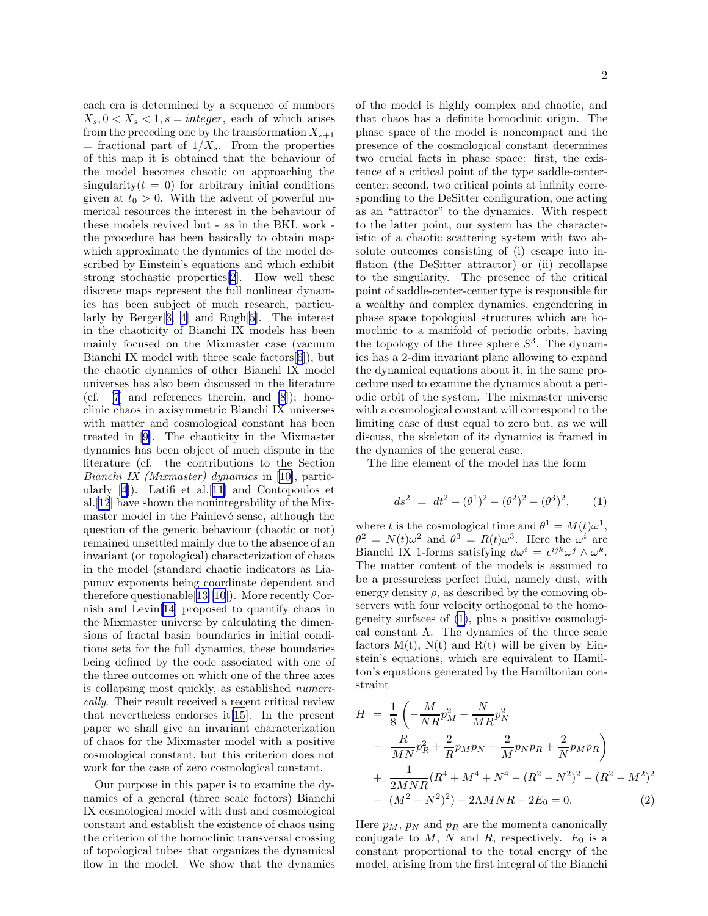each era is determined by a sequence of numbers $X_s, 0 < X_s < 1, s = integer$, each of which arises from the preceding one by the transformation $X_{s+1}$ = fractional part of $1/X_s$. From the properties of this map it is obtained that the behaviour of the model becomes chaotic on approaching the singularity($t = 0$) for arbitrary initial conditions given at $t_0 > 0$. With the advent of powerful numerical resources the interest in the behaviour of these models revived but - as in the BKL work - the procedure has been basically to obtain maps which approximate the dynamics of the model described by Einstein's equations and which exhibit strong stochastic properties[2]. How well these discrete maps represent the full nonlinear dynamics has been subject of much research, particularly by Berger[3, 4] and Rugh[5]. The interest in the chaoticity of Bianchi IX models has been mainly focused on the Mixmaster case (vacuum Bianchi IX model with three scale factors[6]), but the chaotic dynamics of other Bianchi IX model universes has also been discussed in the literature (cf. [7] and references therein, and [8]); homoclinic chaos in axisymmetric Bianchi IX universes with matter and cosmological constant has been treated in [9]. The chaoticity in the Mixmaster dynamics has been object of much dispute in the literature (cf. the contributions to the Section *Bianchi IX (Mixmaster) dynamics* in [10], particularly [4]). Latifi et al.[11] and Contopoulos et al.[12] have shown the nonintegrability of the Mixmaster model in the Painlevé sense, although the question of the generic behaviour (chaotic or not) remained unsettled mainly due to the absence of an invariant (or topological) characterization of chaos in the model (standard chaotic indicators as Liapunov exponents being coordinate dependent and therefore questionable[13][10]). More recently Cornish and Levin[14] proposed to quantify chaos in the Mixmaster universe by calculating the dimensions of fractal basin boundaries in initial conditions sets for the full dynamics, these boundaries being defined by the code associated with one of the three outcomes on which one of the three axes is collapsing most quickly, as established *numerically*. Their result received a recent critical review that nevertheless endorses it[15]. In the present paper we shall give an invariant characterization of chaos for the Mixmaster model with a positive cosmological constant, but this criterion does not work for the case of zero cosmological constant.

Our purpose in this paper is to examine the dynamics of a general (three scale factors) Bianchi IX cosmological model with dust and cosmological constant and establish the existence of chaos using the criterion of the homoclinic transversal crossing of topological tubes that organizes the dynamical flow in the model. We show that the dynamics of the model is highly complex and chaotic, and that chaos has a definite homoclinic origin. The phase space of the model is noncompact and the presence of the cosmological constant determines two crucial facts in phase space: first, the existence of a critical point of the type saddle-center-center; second, two critical points at infinity corresponding to the DeSitter configuration, one acting as an "attractor" to the dynamics. With respect to the latter point, our system has the characteristic of a chaotic scattering system with two absolute outcomes consisting of (i) escape into inflation (the DeSitter attractor) or (ii) recollapse to the singularity. The presence of the critical point of saddle-center-center type is responsible for a wealthy and complex dynamics, engendering in phase space topological structures which are homoclinic to a manifold of periodic orbits, having the topology of the three sphere $S^3$. The dynamics has a 2-dim invariant plane allowing to expand the dynamical equations about it, in the same procedure used to examine the dynamics about a periodic orbit of the system. The mixmaster universe with a cosmological constant will correspond to the limiting case of dust equal to zero but, as we will discuss, the skeleton of its dynamics is framed in the dynamics of the general case.

The line element of the model has the form

$$ds^2 \;=\; dt^2 - (\theta^1)^2 - (\theta^2)^2 - (\theta^3)^2, \qquad (1)$$

where $t$ is the cosmological time and $\theta^1 = M(t)\omega^1$, $\theta^2 = N(t)\omega^2$ and $\theta^3 = R(t)\omega^3$. Here the $\omega^i$ are Bianchi IX 1-forms satisfying $d\omega^i = \epsilon^{ijk}\omega^j \wedge \omega^k$. The matter content of the models is assumed to be a pressureless perfect fluid, namely dust, with energy density $\rho$, as described by the comoving observers with four velocity orthogonal to the homogeneity surfaces of (1), plus a positive cosmological constant $\Lambda$. The dynamics of the three scale factors M(t), N(t) and R(t) will be given by Einstein's equations, which are equivalent to Hamilton's equations generated by the Hamiltonian constraint

$$\begin{aligned} H \;=\; & \frac{1}{8}\left(-\frac{M}{NR}p_M^2 - \frac{N}{MR}p_N^2 \right. \\ & \left. -\; \frac{R}{MN}p_R^2 + \frac{2}{R}p_M p_N + \frac{2}{M}p_N p_R + \frac{2}{N}p_M p_R\right) \\ & +\; \frac{1}{2MNR}(R^4 + M^4 + N^4 - (R^2 - N^2)^2 - (R^2 - M^2)^2 \\ & -\; (M^2 - N^2)^2) - 2\Lambda MNR - 2E_0 = 0. \end{aligned} \qquad (2)$$

Here $p_M$, $p_N$ and $p_R$ are the momenta canonically conjugate to $M$, $N$ and $R$, respectively. $E_0$ is a constant proportional to the total energy of the model, arising from the first integral of the Bianchi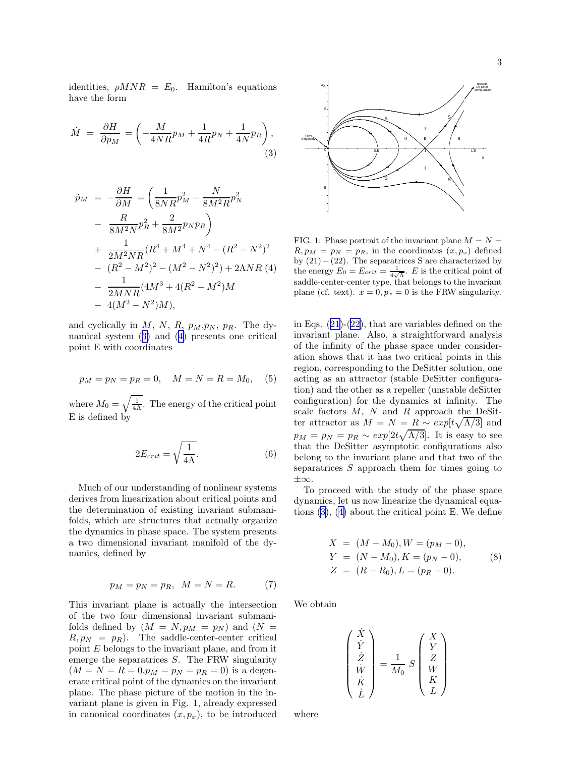identities, $\rho MNR = E_0$. Hamilton's equations have the form

$$\dot{M} = \frac{\partial H}{\partial p_M} = \left(-\frac{M}{4NR}p_M + \frac{1}{4R}p_N + \frac{1}{4N}p_R\right), \tag{3}$$

$$\begin{aligned}
\dot{p}_M &= -\frac{\partial H}{\partial M} = \left(\frac{1}{8NR}p_M^2 - \frac{N}{8M^2R}p_N^2\right. \\
&- \left.\frac{R}{8M^2N}p_R^2 + \frac{2}{8M^2}p_Np_R\right) \\
&+ \frac{1}{2M^2NR}(R^4 + M^4 + N^4 - (R^2 - N^2)^2 \\
&- (R^2 - M^2)^2 - (M^2 - N^2)^2) + 2\Lambda NR \\
&- \frac{1}{2MNR}(4M^3 + 4(R^2 - M^2)M \\
&- 4(M^2 - N^2)M),
\end{aligned} \tag{4}$$

and cyclically in $M$, $N$, $R$, $p_M$,$p_N$, $p_R$. The dynamical system (3) and (4) presents one critical point E with coordinates

$$p_M = p_N = p_R = 0, \quad M = N = R = M_0, \tag{5}$$

where $M_0 = \sqrt{\frac{1}{4\Lambda}}$. The energy of the critical point E is defined by

$$2E_{crit} = \sqrt{\frac{1}{4\Lambda}}. \tag{6}$$

Much of our understanding of nonlinear systems derives from linearization about critical points and the determination of existing invariant submanifolds, which are structures that actually organize the dynamics in phase space. The system presents a two dimensional invariant manifold of the dynamics, defined by

$$p_M = p_N = p_R, \;\; M = N = R. \tag{7}$$

This invariant plane is actually the intersection of the two four dimensional invariant submanifolds defined by ($M = N, p_M = p_N$) and ($N = R, p_N = p_R$). The saddle-center-center critical point $E$ belongs to the invariant plane, and from it emerge the separatrices $S$. The FRW singularity ($M = N = R = 0$,$p_M = p_N = p_R = 0$) is a degenerate critical point of the dynamics on the invariant plane. The phase picture of the motion in the invariant plane is given in Fig. 1, already expressed in canonical coordinates $(x, p_x)$, to be introduced in Eqs. (21)-(22), that are variables defined on the invariant plane. Also, a straightforward analysis of the infinity of the phase space under consideration shows that it has two critical points in this region, corresponding to the DeSitter solution, one acting as an attractor (stable DeSitter configuration) and the other as a repeller (unstable deSitter configuration) for the dynamics at infinity. The scale factors $M$, $N$ and $R$ approach the DeSitter attractor as $M = N = R \sim exp[t\sqrt{\Lambda/3}]$ and $p_M = p_N = p_R \sim exp[2t\sqrt{\Lambda/3}]$. It is easy to see that the DeSitter asymptotic configurations also belong to the invariant plane and that two of the separatrices $S$ approach them for times going to $\pm\infty$.

FIG. 1: Phase portrait of the invariant plane $M = N = R, p_M = p_N = p_R$, in the coordinates $(x, p_x)$ defined by $(21) - (22)$. The separatrices S are characterized by the energy $E_0 = E_{crit} = \frac{1}{4\sqrt{\Lambda}}$. $E$ is the critical point of saddle-center-center type, that belongs to the invariant plane (cf. text). $x = 0, p_x = 0$ is the FRW singularity.

To proceed with the study of the phase space dynamics, let us now linearize the dynamical equations (3), (4) about the critical point E. We define

$$\begin{aligned}
X &= (M - M_0), W = (p_M - 0), \\
Y &= (N - M_0), K = (p_N - 0), \\
Z &= (R - R_0), L = (p_R - 0).
\end{aligned} \tag{8}$$

We obtain

$$\begin{pmatrix} \dot{X} \\ \dot{Y} \\ \dot{Z} \\ \dot{W} \\ \dot{K} \\ \dot{L} \end{pmatrix} = \frac{1}{M_0}\, S \begin{pmatrix} X \\ Y \\ Z \\ W \\ K \\ L \end{pmatrix}$$

where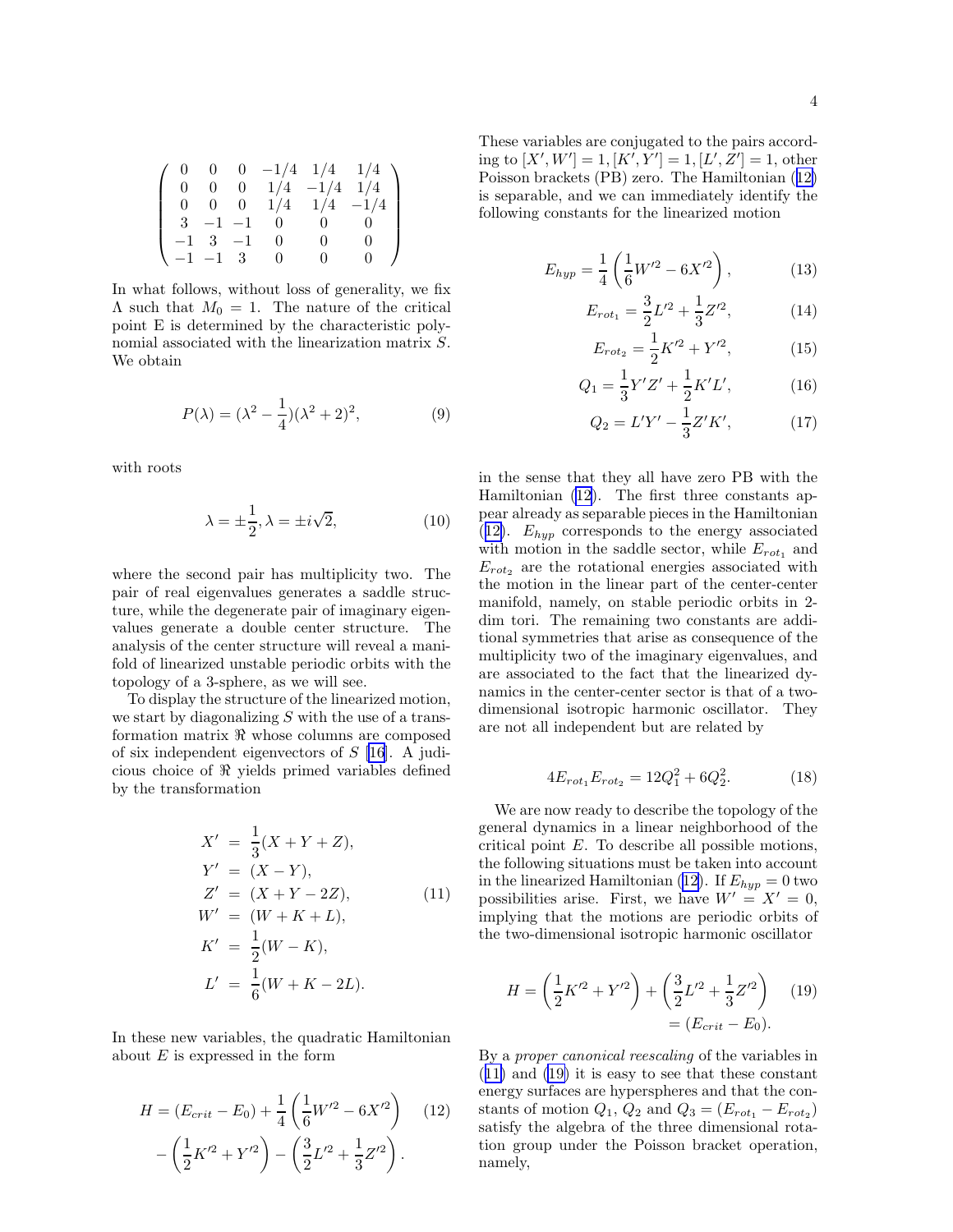$$
\begin{pmatrix}
0 & 0 & 0 & -1/4 & 1/4 & 1/4 \\
0 & 0 & 0 & 1/4 & -1/4 & 1/4 \\
0 & 0 & 0 & 1/4 & 1/4 & -1/4 \\
3 & -1 & -1 & 0 & 0 & 0 \\
-1 & 3 & -1 & 0 & 0 & 0 \\
-1 & -1 & 3 & 0 & 0 & 0
\end{pmatrix}
$$

In what follows, without loss of generality, we fix $\Lambda$ such that $M_0 = 1$. The nature of the critical point E is determined by the characteristic polynomial associated with the linearization matrix $S$. We obtain

$$
P(\lambda) = (\lambda^2 - \frac{1}{4})(\lambda^2 + 2)^2, \tag{9}
$$

with roots

$$
\lambda = \pm\frac{1}{2}, \lambda = \pm i\sqrt{2}, \tag{10}
$$

where the second pair has multiplicity two. The pair of real eigenvalues generates a saddle structure, while the degenerate pair of imaginary eigenvalues generate a double center structure. The analysis of the center structure will reveal a manifold of linearized unstable periodic orbits with the topology of a 3-sphere, as we will see.

To display the structure of the linearized motion, we start by diagonalizing $S$ with the use of a transformation matrix $\Re$ whose columns are composed of six independent eigenvectors of $S$ [16]. A judicious choice of $\Re$ yields primed variables defined by the transformation

$$
\begin{aligned}
X' &= \frac{1}{3}(X + Y + Z), \\
Y' &= (X - Y), \\
Z' &= (X + Y - 2Z), \\
W' &= (W + K + L), \\
K' &= \frac{1}{2}(W - K), \\
L' &= \frac{1}{6}(W + K - 2L).
\end{aligned} \tag{11}
$$

In these new variables, the quadratic Hamiltonian about $E$ is expressed in the form

$$
\begin{aligned}
H = (E_{crit} - E_0) &+ \frac{1}{4}\left(\frac{1}{6}W'^2 - 6X'^2\right) \\
&- \left(\frac{1}{2}K'^2 + Y'^2\right) - \left(\frac{3}{2}L'^2 + \frac{1}{3}Z'^2\right).
\end{aligned} \tag{12}
$$

These variables are conjugated to the pairs according to $[X', W'] = 1, [K', Y'] = 1, [L', Z'] = 1$, other Poisson brackets (PB) zero. The Hamiltonian (12) is separable, and we can immediately identify the following constants for the linearized motion

$$
E_{hyp} = \frac{1}{4}\left(\frac{1}{6}W'^2 - 6X'^2\right), \tag{13}
$$

$$
E_{rot_1} = \frac{3}{2}L'^2 + \frac{1}{3}Z'^2, \tag{14}
$$

$$
E_{rot_2} = \frac{1}{2}K'^2 + Y'^2, \tag{15}
$$

$$
Q_1 = \frac{1}{3}Y'Z' + \frac{1}{2}K'L', \tag{16}
$$

$$
Q_2 = L'Y' - \frac{1}{3}Z'K', \tag{17}
$$

in the sense that they all have zero PB with the Hamiltonian (12). The first three constants appear already as separable pieces in the Hamiltonian (12). $E_{hyp}$ corresponds to the energy associated with motion in the saddle sector, while $E_{rot_1}$ and $E_{rot_2}$ are the rotational energies associated with the motion in the linear part of the center-center manifold, namely, on stable periodic orbits in 2-dim tori. The remaining two constants are additional symmetries that arise as consequence of the multiplicity two of the imaginary eigenvalues, and are associated to the fact that the linearized dynamics in the center-center sector is that of a two-dimensional isotropic harmonic oscillator. They are not all independent but are related by

$$
4E_{rot_1}E_{rot_2} = 12Q_1^2 + 6Q_2^2. \tag{18}
$$

We are now ready to describe the topology of the general dynamics in a linear neighborhood of the critical point $E$. To describe all possible motions, the following situations must be taken into account in the linearized Hamiltonian (12). If $E_{hyp} = 0$ two possibilities arise. First, we have $W' = X' = 0$, implying that the motions are periodic orbits of the two-dimensional isotropic harmonic oscillator

$$
\begin{aligned}
H = \left(\frac{1}{2}K'^2 + Y'^2\right) &+ \left(\frac{3}{2}L'^2 + \frac{1}{3}Z'^2\right) \\
&= (E_{crit} - E_0).
\end{aligned} \tag{19}
$$

By a *proper canonical reescaling* of the variables in (11) and (19) it is easy to see that these constant energy surfaces are hyperspheres and that the constants of motion $Q_1$, $Q_2$ and $Q_3 = (E_{rot_1} - E_{rot_2})$ satisfy the algebra of the three dimensional rotation group under the Poisson bracket operation, namely,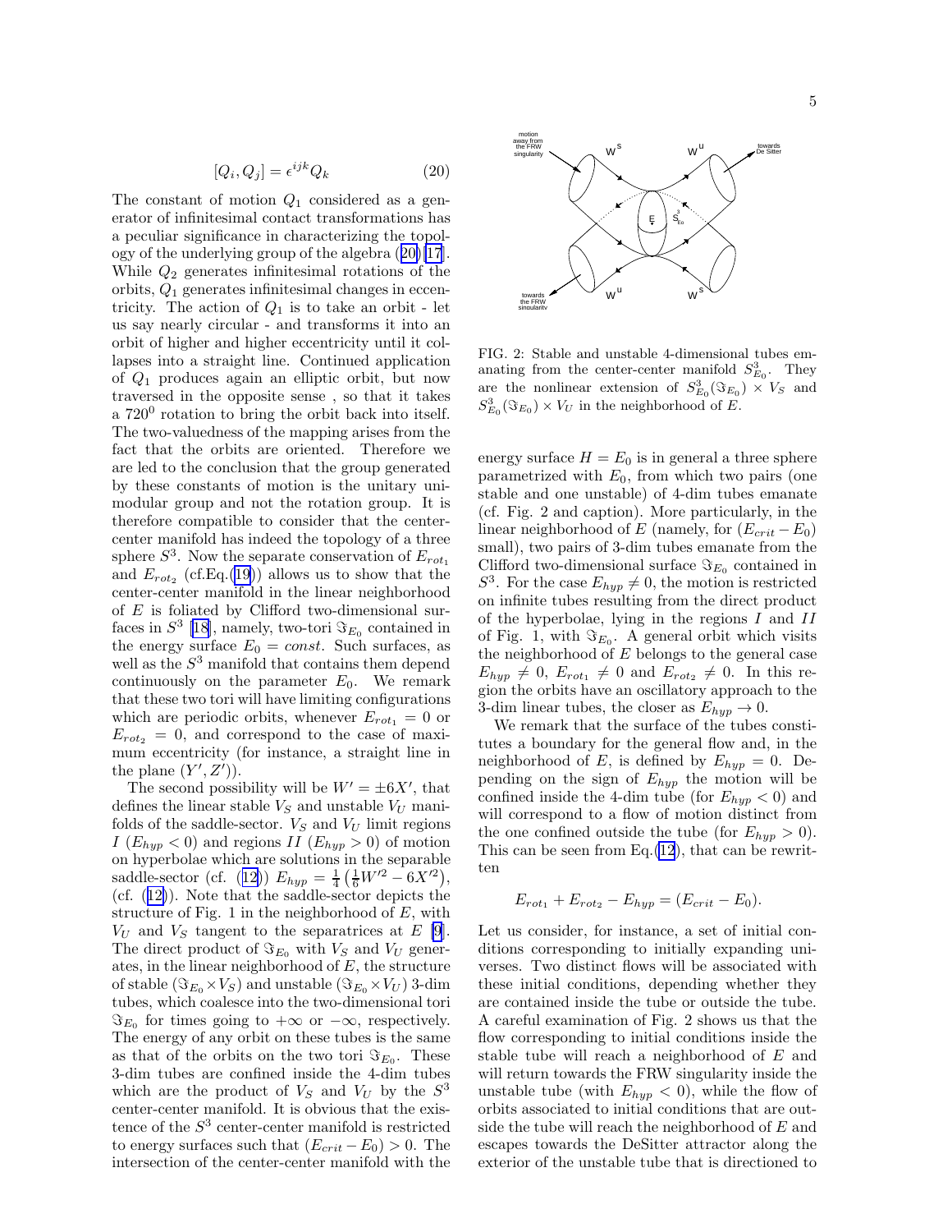$$[Q_i, Q_j] = \epsilon^{ijk} Q_k \tag{20}$$

The constant of motion $Q_1$ considered as a generator of infinitesimal contact transformations has a peculiar significance in characterizing the topology of the underlying group of the algebra (20)[17]. While $Q_2$ generates infinitesimal rotations of the orbits, $Q_1$ generates infinitesimal changes in eccentricity. The action of $Q_1$ is to take an orbit - let us say nearly circular - and transforms it into an orbit of higher and higher eccentricity until it collapses into a straight line. Continued application of $Q_1$ produces again an elliptic orbit, but now traversed in the opposite sense , so that it takes a $720^0$ rotation to bring the orbit back into itself. The two-valuedness of the mapping arises from the fact that the orbits are oriented. Therefore we are led to the conclusion that the group generated by these constants of motion is the unitary unimodular group and not the rotation group. It is therefore compatible to consider that the center-center manifold has indeed the topology of a three sphere $S^3$. Now the separate conservation of $E_{rot_1}$ and $E_{rot_2}$ (cf.Eq.(19)) allows us to show that the center-center manifold in the linear neighborhood of $E$ is foliated by Clifford two-dimensional surfaces in $S^3$ [18], namely, two-tori $\Im_{E_0}$ contained in the energy surface $E_0 = const$. Such surfaces, as well as the $S^3$ manifold that contains them depend continuously on the parameter $E_0$. We remark that these two tori will have limiting configurations which are periodic orbits, whenever $E_{rot_1} = 0$ or $E_{rot_2} = 0$, and correspond to the case of maximum eccentricity (for instance, a straight line in the plane $(Y', Z')$).

The second possibility will be $W' = \pm 6X'$, that defines the linear stable $V_S$ and unstable $V_U$ manifolds of the saddle-sector. $V_S$ and $V_U$ limit regions $I$ ($E_{hyp} < 0$) and regions $II$ ($E_{hyp} > 0$) of motion on hyperbolae which are solutions in the separable saddle-sector (cf. (12)) $E_{hyp} = \frac{1}{4}\left(\frac{1}{6}W'^2 - 6X'^2\right)$, (cf. (12)). Note that the saddle-sector depicts the structure of Fig. 1 in the neighborhood of $E$, with $V_U$ and $V_S$ tangent to the separatrices at $E$ [9]. The direct product of $\Im_{E_0}$ with $V_S$ and $V_U$ generates, in the linear neighborhood of $E$, the structure of stable ($\Im_{E_0} \times V_S$) and unstable ($\Im_{E_0} \times V_U$) 3-dim tubes, which coalesce into the two-dimensional tori $\Im_{E_0}$ for times going to $+\infty$ or $-\infty$, respectively. The energy of any orbit on these tubes is the same as that of the orbits on the two tori $\Im_{E_0}$. These 3-dim tubes are confined inside the 4-dim tubes which are the product of $V_S$ and $V_U$ by the $S^3$ center-center manifold. It is obvious that the existence of the $S^3$ center-center manifold is restricted to energy surfaces such that $(E_{crit} - E_0) > 0$. The intersection of the center-center manifold with the energy surface $H = E_0$ is in general a three sphere parametrized with $E_0$, from which two pairs (one stable and one unstable) of 4-dim tubes emanate (cf. Fig. 2 and caption). More particularly, in the linear neighborhood of $E$ (namely, for $(E_{crit} - E_0)$ small), two pairs of 3-dim tubes emanate from the Clifford two-dimensional surface $\Im_{E_0}$ contained in $S^3$. For the case $E_{hyp} \neq 0$, the motion is restricted on infinite tubes resulting from the direct product of the hyperbolae, lying in the regions $I$ and $II$ of Fig. 1, with $\Im_{E_0}$. A general orbit which visits the neighborhood of $E$ belongs to the general case $E_{hyp} \neq 0$, $E_{rot_1} \neq 0$ and $E_{rot_2} \neq 0$. In this region the orbits have an oscillatory approach to the 3-dim linear tubes, the closer as $E_{hyp} \to 0$.

FIG. 2: Stable and unstable 4-dimensional tubes emanating from the center-center manifold $S^3_{E_0}$. They are the nonlinear extension of $S^3_{E_0}(\Im_{E_0}) \times V_S$ and $S^3_{E_0}(\Im_{E_0}) \times V_U$ in the neighborhood of $E$.

We remark that the surface of the tubes constitutes a boundary for the general flow and, in the neighborhood of $E$, is defined by $E_{hyp} = 0$. Depending on the sign of $E_{hyp}$ the motion will be confined inside the 4-dim tube (for $E_{hyp} < 0$) and will correspond to a flow of motion distinct from the one confined outside the tube (for $E_{hyp} > 0$). This can be seen from Eq.(12), that can be rewritten

$$E_{rot_1} + E_{rot_2} - E_{hyp} = (E_{crit} - E_0).$$

Let us consider, for instance, a set of initial conditions corresponding to initially expanding universes. Two distinct flows will be associated with these initial conditions, depending whether they are contained inside the tube or outside the tube. A careful examination of Fig. 2 shows us that the flow corresponding to initial conditions inside the stable tube will reach a neighborhood of $E$ and will return towards the FRW singularity inside the unstable tube (with $E_{hyp} < 0$), while the flow of orbits associated to initial conditions that are outside the tube will reach the neighborhood of $E$ and escapes towards the DeSitter attractor along the exterior of the unstable tube that is directioned to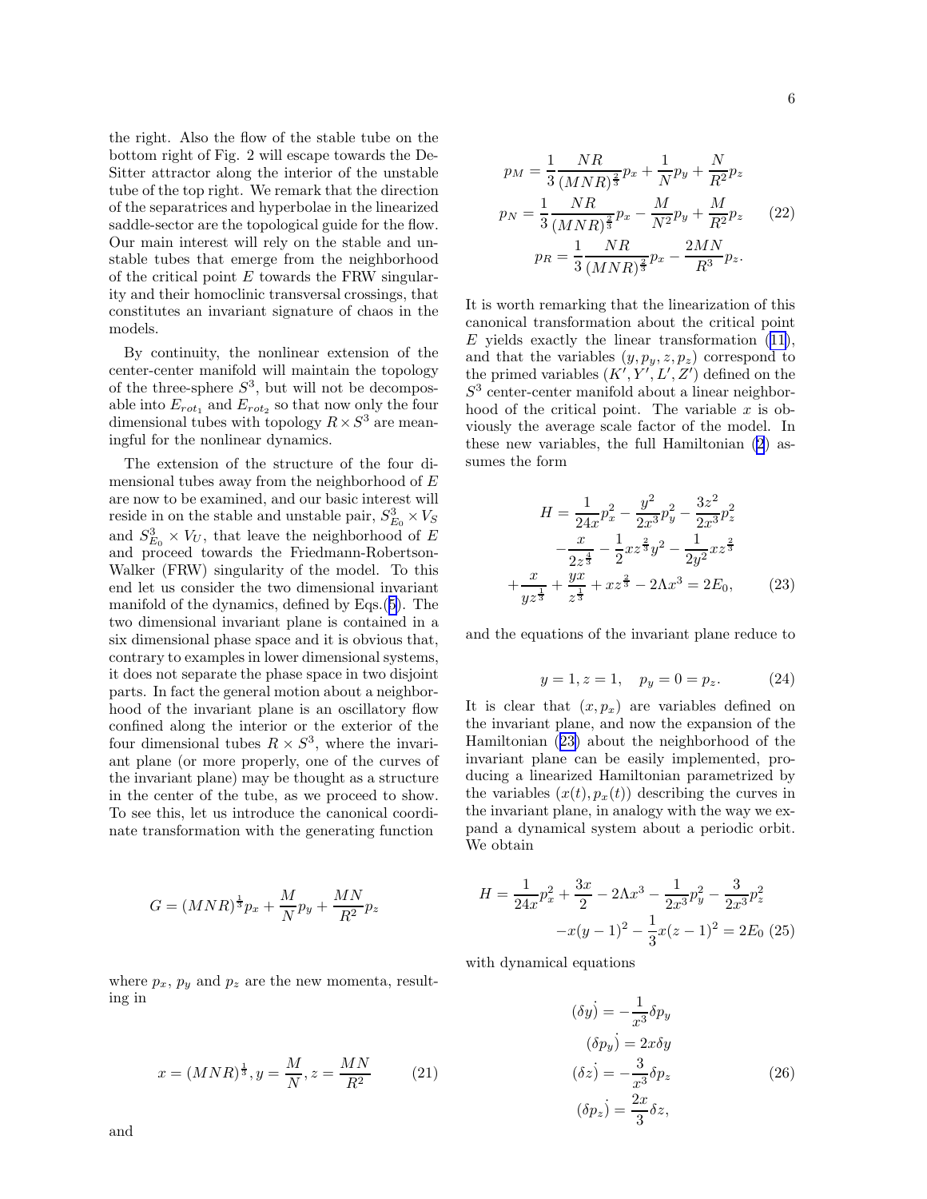the right. Also the flow of the stable tube on the bottom right of Fig. 2 will escape towards the De-Sitter attractor along the interior of the unstable tube of the top right. We remark that the direction of the separatrices and hyperbolae in the linearized saddle-sector are the topological guide for the flow. Our main interest will rely on the stable and unstable tubes that emerge from the neighborhood of the critical point $E$ towards the FRW singularity and their homoclinic transversal crossings, that constitutes an invariant signature of chaos in the models.

By continuity, the nonlinear extension of the center-center manifold will maintain the topology of the three-sphere $S^3$, but will not be decomposable into $E_{rot_1}$ and $E_{rot_2}$ so that now only the four dimensional tubes with topology $R \times S^3$ are meaningful for the nonlinear dynamics.

The extension of the structure of the four dimensional tubes away from the neighborhood of $E$ are now to be examined, and our basic interest will reside in on the stable and unstable pair, $S^3_{E_0} \times V_S$ and $S^3_{E_0} \times V_U$, that leave the neighborhood of $E$ and proceed towards the Friedmann-Robertson-Walker (FRW) singularity of the model. To this end let us consider the two dimensional invariant manifold of the dynamics, defined by Eqs.(5). The two dimensional invariant plane is contained in a six dimensional phase space and it is obvious that, contrary to examples in lower dimensional systems, it does not separate the phase space in two disjoint parts. In fact the general motion about a neighborhood of the invariant plane is an oscillatory flow confined along the interior or the exterior of the four dimensional tubes $R \times S^3$, where the invariant plane (or more properly, one of the curves of the invariant plane) may be thought as a structure in the center of the tube, as we proceed to show. To see this, let us introduce the canonical coordinate transformation with the generating function

$$G = (MNR)^{\frac{1}{3}} p_x + \frac{M}{N} p_y + \frac{MN}{R^2} p_z$$

where $p_x$, $p_y$ and $p_z$ are the new momenta, resulting in

$$x = (MNR)^{\frac{1}{3}}, y = \frac{M}{N}, z = \frac{MN}{R^2} \tag{21}$$

and

$$
\begin{aligned}
p_M &= \frac{1}{3}\frac{NR}{(MNR)^{\frac{2}{3}}} p_x + \frac{1}{N} p_y + \frac{N}{R^2} p_z \\
p_N &= \frac{1}{3}\frac{NR}{(MNR)^{\frac{2}{3}}} p_x - \frac{M}{N^2} p_y + \frac{M}{R^2} p_z \\
p_R &= \frac{1}{3}\frac{NR}{(MNR)^{\frac{2}{3}}} p_x - \frac{2MN}{R^3} p_z .
\end{aligned} \tag{22}
$$

It is worth remarking that the linearization of this canonical transformation about the critical point $E$ yields exactly the linear transformation (11), and that the variables $(y, p_y, z, p_z)$ correspond to the primed variables $(K', Y', L', Z')$ defined on the $S^3$ center-center manifold about a linear neighborhood of the critical point. The variable $x$ is obviously the average scale factor of the model. In these new variables, the full Hamiltonian (2) assumes the form

$$
\begin{aligned}
H = \frac{1}{24x} p_x^2 - \frac{y^2}{2x^3} p_y^2 - \frac{3z^2}{2x^3} p_z^2 \\
- \frac{x}{2z^{\frac{4}{3}}} - \frac{1}{2} x z^{\frac{2}{3}} y^2 - \frac{1}{2y^2} x z^{\frac{2}{3}} \\
+ \frac{x}{y z^{\frac{1}{3}}} + \frac{yx}{z^{\frac{1}{3}}} + x z^{\frac{2}{3}} - 2\Lambda x^3 = 2E_0,
\end{aligned} \tag{23}
$$

and the equations of the invariant plane reduce to

$$y = 1, z = 1, \quad p_y = 0 = p_z. \tag{24}$$

It is clear that $(x, p_x)$ are variables defined on the invariant plane, and now the expansion of the Hamiltonian (23) about the neighborhood of the invariant plane can be easily implemented, producing a linearized Hamiltonian parametrized by the variables $(x(t), p_x(t))$ describing the curves in the invariant plane, in analogy with the way we expand a dynamical system about a periodic orbit. We obtain

$$
\begin{aligned}
H = \frac{1}{24x} p_x^2 + \frac{3x}{2} - 2\Lambda x^3 - \frac{1}{2x^3} p_y^2 - \frac{3}{2x^3} p_z^2 \\
- x(y-1)^2 - \frac{1}{3} x (z-1)^2 = 2E_0
\end{aligned} \tag{25}
$$

with dynamical equations

$$
\begin{aligned}
\dot{(\delta y)} &= -\frac{1}{x^3} \delta p_y \\
\dot{(\delta p_y)} &= 2x \delta y \\
\dot{(\delta z)} &= -\frac{3}{x^3} \delta p_z \\
\dot{(\delta p_z)} &= \frac{2x}{3} \delta z,
\end{aligned} \tag{26}
$$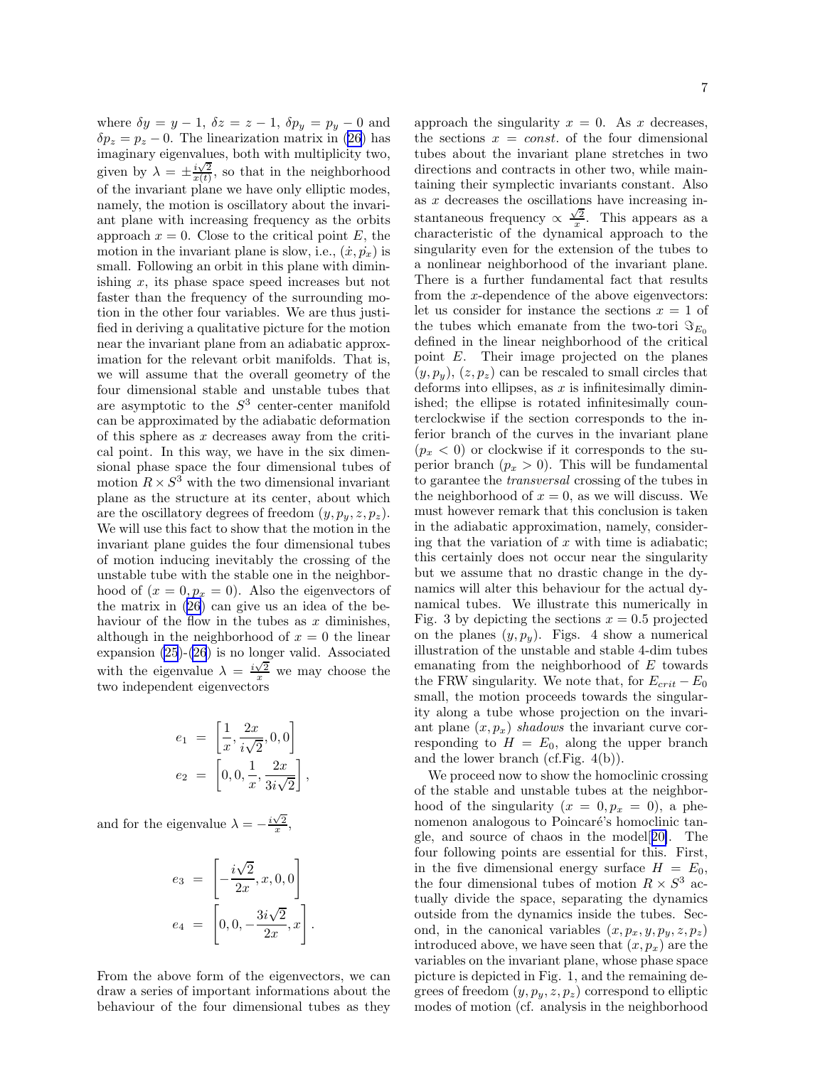where $\delta y = y - 1$, $\delta z = z - 1$, $\delta p_y = p_y - 0$ and $\delta p_z = p_z - 0$. The linearization matrix in (26) has imaginary eigenvalues, both with multiplicity two, given by $\lambda = \pm \frac{i\sqrt{2}}{x(t)}$, so that in the neighborhood of the invariant plane we have only elliptic modes, namely, the motion is oscillatory about the invariant plane with increasing frequency as the orbits approach $x = 0$. Close to the critical point $E$, the motion in the invariant plane is slow, i.e., $(\dot{x}, \dot{p_x})$ is small. Following an orbit in this plane with diminishing $x$, its phase space speed increases but not faster than the frequency of the surrounding motion in the other four variables. We are thus justified in deriving a qualitative picture for the motion near the invariant plane from an adiabatic approximation for the relevant orbit manifolds. That is, we will assume that the overall geometry of the four dimensional stable and unstable tubes that are asymptotic to the $S^3$ center-center manifold can be approximated by the adiabatic deformation of this sphere as $x$ decreases away from the critical point. In this way, we have in the six dimensional phase space the four dimensional tubes of motion $R \times S^3$ with the two dimensional invariant plane as the structure at its center, about which are the oscillatory degrees of freedom $(y, p_y, z, p_z)$. We will use this fact to show that the motion in the invariant plane guides the four dimensional tubes of motion inducing inevitably the crossing of the unstable tube with the stable one in the neighborhood of $(x = 0, p_x = 0)$. Also the eigenvectors of the matrix in (26) can give us an idea of the behaviour of the flow in the tubes as $x$ diminishes, although in the neighborhood of $x = 0$ the linear expansion (25)-(26) is no longer valid. Associated with the eigenvalue $\lambda = \frac{i\sqrt{2}}{x}$ we may choose the two independent eigenvectors

$$
\begin{aligned}
e_1 &= \left[\frac{1}{x}, \frac{2x}{i\sqrt{2}}, 0, 0\right] \\
e_2 &= \left[0, 0, \frac{1}{x}, \frac{2x}{3i\sqrt{2}}\right],
\end{aligned}
$$

and for the eigenvalue $\lambda = -\frac{i\sqrt{2}}{x}$,

$$
\begin{aligned}
e_3 &= \left[-\frac{i\sqrt{2}}{2x}, x, 0, 0\right] \\
e_4 &= \left[0, 0, -\frac{3i\sqrt{2}}{2x}, x\right].
\end{aligned}
$$

From the above form of the eigenvectors, we can draw a series of important informations about the behaviour of the four dimensional tubes as they approach the singularity $x = 0$. As $x$ decreases, the sections $x = const.$ of the four dimensional tubes about the invariant plane stretches in two directions and contracts in other two, while maintaining their symplectic invariants constant. Also as $x$ decreases the oscillations have increasing instantaneous frequency $\propto \frac{\sqrt{2}}{x}$. This appears as a characteristic of the dynamical approach to the singularity even for the extension of the tubes to a nonlinear neighborhood of the invariant plane. There is a further fundamental fact that results from the $x$-dependence of the above eigenvectors: let us consider for instance the sections $x = 1$ of the tubes which emanate from the two-tori $\Im_{E_0}$ defined in the linear neighborhood of the critical point $E$. Their image projected on the planes $(y, p_y)$, $(z, p_z)$ can be rescaled to small circles that deforms into ellipses, as $x$ is infinitesimally diminished; the ellipse is rotated infinitesimally counterclockwise if the section corresponds to the inferior branch of the curves in the invariant plane $(p_x < 0)$ or clockwise if it corresponds to the superior branch $(p_x > 0)$. This will be fundamental to garantee the *transversal* crossing of the tubes in the neighborhood of $x = 0$, as we will discuss. We must however remark that this conclusion is taken in the adiabatic approximation, namely, considering that the variation of $x$ with time is adiabatic; this certainly does not occur near the singularity but we assume that no drastic change in the dynamics will alter this behaviour for the actual dynamical tubes. We illustrate this numerically in Fig. 3 by depicting the sections $x = 0.5$ projected on the planes $(y, p_y)$. Figs. 4 show a numerical illustration of the unstable and stable 4-dim tubes emanating from the neighborhood of $E$ towards the FRW singularity. We note that, for $E_{crit} - E_0$ small, the motion proceeds towards the singularity along a tube whose projection on the invariant plane $(x, p_x)$ *shadows* the invariant curve corresponding to $H = E_0$, along the upper branch and the lower branch (cf.Fig. 4(b)).

We proceed now to show the homoclinic crossing of the stable and unstable tubes at the neighborhood of the singularity $(x = 0, p_x = 0)$, a phenomenon analogous to Poincaré's homoclinic tangle, and source of chaos in the model[20]. The four following points are essential for this. First, in the five dimensional energy surface $H = E_0$, the four dimensional tubes of motion $R \times S^3$ actually divide the space, separating the dynamics outside from the dynamics inside the tubes. Second, in the canonical variables $(x, p_x, y, p_y, z, p_z)$ introduced above, we have seen that $(x, p_x)$ are the variables on the invariant plane, whose phase space picture is depicted in Fig. 1, and the remaining degrees of freedom $(y, p_y, z, p_z)$ correspond to elliptic modes of motion (cf. analysis in the neighborhood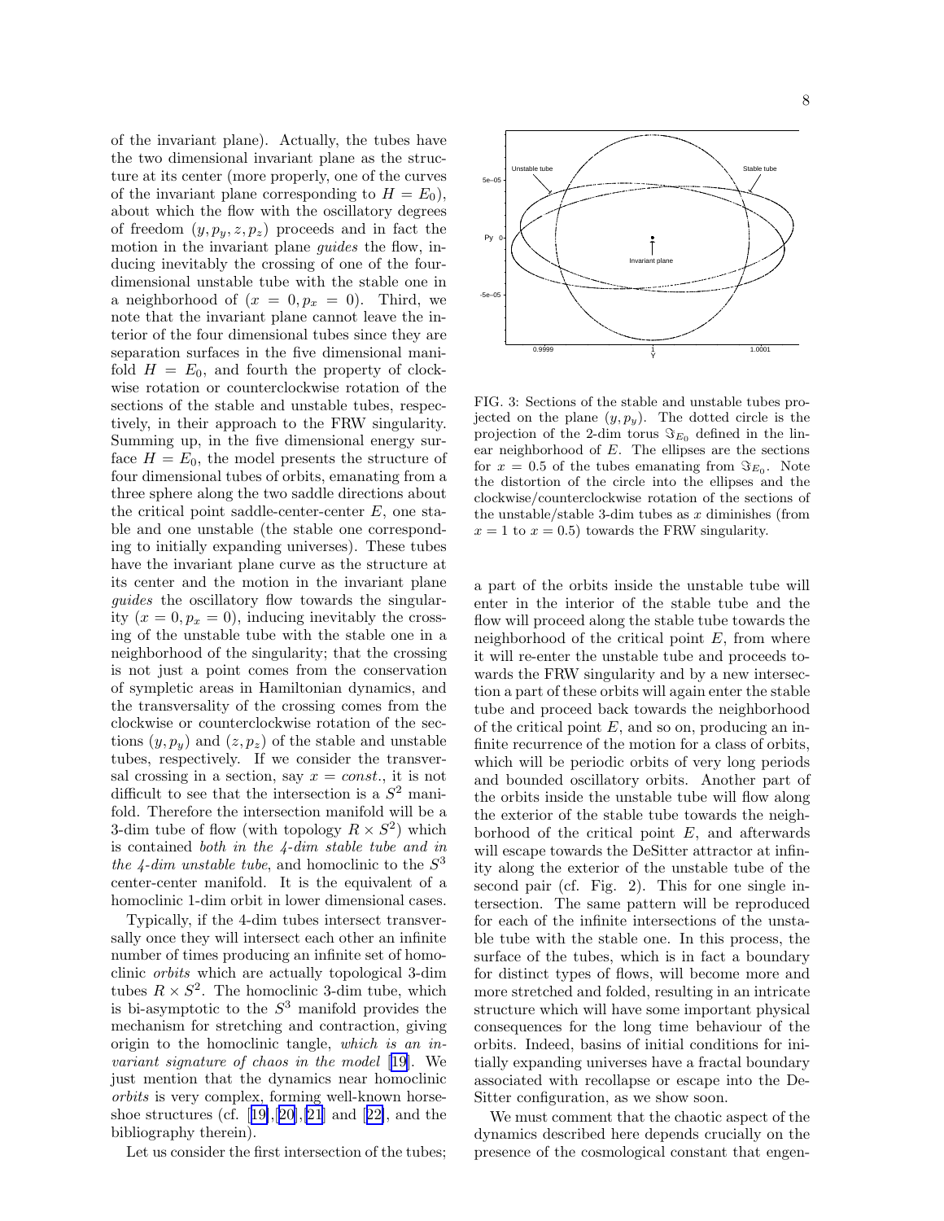of the invariant plane). Actually, the tubes have the two dimensional invariant plane as the structure at its center (more properly, one of the curves of the invariant plane corresponding to $H = E_0$), about which the flow with the oscillatory degrees of freedom $(y, p_y, z, p_z)$ proceeds and in fact the motion in the invariant plane *guides* the flow, inducing inevitably the crossing of one of the four-dimensional unstable tube with the stable one in a neighborhood of $(x = 0, p_x = 0)$. Third, we note that the invariant plane cannot leave the interior of the four dimensional tubes since they are separation surfaces in the five dimensional manifold $H = E_0$, and fourth the property of clockwise rotation or counterclockwise rotation of the sections of the stable and unstable tubes, respectively, in their approach to the FRW singularity. Summing up, in the five dimensional energy surface $H = E_0$, the model presents the structure of four dimensional tubes of orbits, emanating from a three sphere along the two saddle directions about the critical point saddle-center-center $E$, one stable and one unstable (the stable one corresponding to initially expanding universes). These tubes have the invariant plane curve as the structure at its center and the motion in the invariant plane *guides* the oscillatory flow towards the singularity $(x = 0, p_x = 0)$, inducing inevitably the crossing of the unstable tube with the stable one in a neighborhood of the singularity; that the crossing is not just a point comes from the conservation of sympletic areas in Hamiltonian dynamics, and the transversality of the crossing comes from the clockwise or counterclockwise rotation of the sections $(y, p_y)$ and $(z, p_z)$ of the stable and unstable tubes, respectively. If we consider the transversal crossing in a section, say $x = const.$, it is not difficult to see that the intersection is a $S^2$ manifold. Therefore the intersection manifold will be a 3-dim tube of flow (with topology $R \times S^2$) which is contained *both in the 4-dim stable tube and in the 4-dim unstable tube*, and homoclinic to the $S^3$ center-center manifold. It is the equivalent of a homoclinic 1-dim orbit in lower dimensional cases.

Typically, if the 4-dim tubes intersect transversally once they will intersect each other an infinite number of times producing an infinite set of homoclinic *orbits* which are actually topological 3-dim tubes $R \times S^2$. The homoclinic 3-dim tube, which is bi-asymptotic to the $S^3$ manifold provides the mechanism for stretching and contraction, giving origin to the homoclinic tangle, *which is an invariant signature of chaos in the model* [19]. We just mention that the dynamics near homoclinic *orbits* is very complex, forming well-known horseshoe structures (cf. [19],[20],[21] and [22], and the bibliography therein).

Let us consider the first intersection of the tubes; a part of the orbits inside the unstable tube will enter in the interior of the stable tube and the flow will proceed along the stable tube towards the neighborhood of the critical point $E$, from where it will re-enter the unstable tube and proceeds towards the FRW singularity and by a new intersection a part of these orbits will again enter the stable tube and proceed back towards the neighborhood of the critical point $E$, and so on, producing an infinite recurrence of the motion for a class of orbits, which will be periodic orbits of very long periods and bounded oscillatory orbits. Another part of the orbits inside the unstable tube will flow along the exterior of the stable tube towards the neighborhood of the critical point $E$, and afterwards will escape towards the DeSitter attractor at infinity along the exterior of the unstable tube of the second pair (cf. Fig. 2). This for one single intersection. The same pattern will be reproduced for each of the infinite intersections of the unstable tube with the stable one. In this process, the surface of the tubes, which is in fact a boundary for distinct types of flows, will become more and more stretched and folded, resulting in an intricate structure which will have some important physical consequences for the long time behaviour of the orbits. Indeed, basins of initial conditions for initially expanding universes have a fractal boundary associated with recollapse or escape into the DeSitter configuration, as we show soon.

FIG. 3: Sections of the stable and unstable tubes projected on the plane $(y, p_y)$. The dotted circle is the projection of the 2-dim torus $\Im_{E_0}$ defined in the linear neighborhood of $E$. The ellipses are the sections for $x = 0.5$ of the tubes emanating from $\Im_{E_0}$. Note the distortion of the circle into the ellipses and the clockwise/counterclockwise rotation of the sections of the unstable/stable 3-dim tubes as $x$ diminishes (from $x = 1$ to $x = 0.5$) towards the FRW singularity.

We must comment that the chaotic aspect of the dynamics described here depends crucially on the presence of the cosmological constant that engen-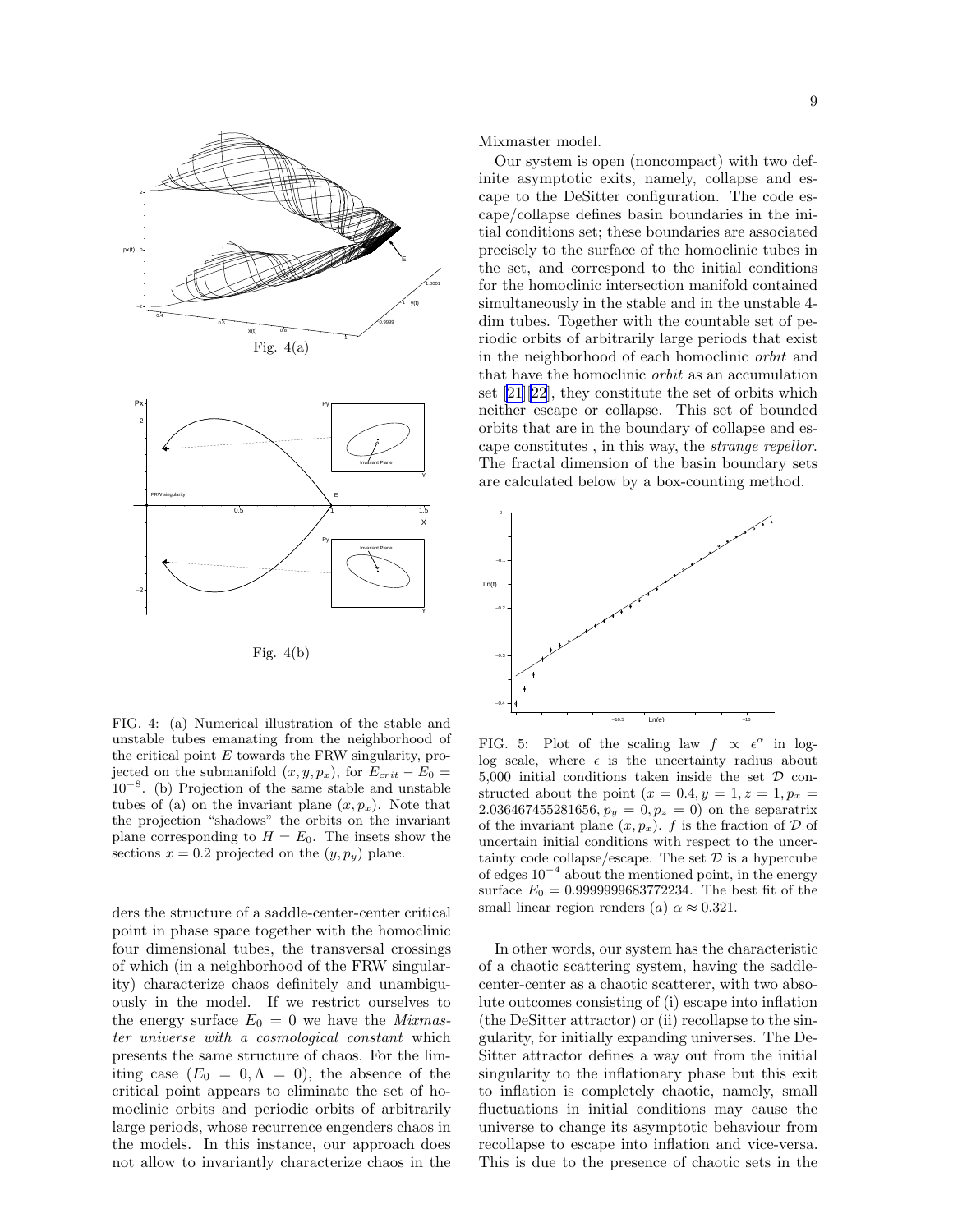Fig. 4(a)

Fig. 4(b)

FIG. 4: (a) Numerical illustration of the stable and unstable tubes emanating from the neighborhood of the critical point $E$ towards the FRW singularity, projected on the submanifold $(x, y, p_x)$, for $E_{crit} - E_0 = 10^{-8}$. (b) Projection of the same stable and unstable tubes of (a) on the invariant plane $(x, p_x)$. Note that the projection "shadows" the orbits on the invariant plane corresponding to $H = E_0$. The insets show the sections $x = 0.2$ projected on the $(y, p_y)$ plane.

ders the structure of a saddle-center-center critical point in phase space together with the homoclinic four dimensional tubes, the transversal crossings of which (in a neighborhood of the FRW singularity) characterize chaos definitely and unambiguously in the model. If we restrict ourselves to the energy surface $E_0 = 0$ we have the *Mixmaster universe with a cosmological constant* which presents the same structure of chaos. For the limiting case ($E_0 = 0, \Lambda = 0$), the absence of the critical point appears to eliminate the set of homoclinic orbits and periodic orbits of arbitrarily large periods, whose recurrence engenders chaos in the models. In this instance, our approach does not allow to invariantly characterize chaos in the Mixmaster model.

Our system is open (noncompact) with two definite asymptotic exits, namely, collapse and escape to the DeSitter configuration. The code escape/collapse defines basin boundaries in the initial conditions set; these boundaries are associated precisely to the surface of the homoclinic tubes in the set, and correspond to the initial conditions for the homoclinic intersection manifold contained simultaneously in the stable and in the unstable 4-dim tubes. Together with the countable set of periodic orbits of arbitrarily large periods that exist in the neighborhood of each homoclinic *orbit* and that have the homoclinic *orbit* as an accumulation set [21][22], they constitute the set of orbits which neither escape or collapse. This set of bounded orbits that are in the boundary of collapse and escape constitutes , in this way, the *strange repellor*. The fractal dimension of the basin boundary sets are calculated below by a box-counting method.

FIG. 5: Plot of the scaling law $f \propto \epsilon^{\alpha}$ in log-log scale, where $\epsilon$ is the uncertainty radius about 5,000 initial conditions taken inside the set $\mathcal{D}$ constructed about the point ($x = 0.4, y = 1, z = 1, p_x = 2.036467455281656, p_y = 0, p_z = 0$) on the separatrix of the invariant plane $(x, p_x)$. $f$ is the fraction of $\mathcal{D}$ of uncertain initial conditions with respect to the uncertainty code collapse/escape. The set $\mathcal{D}$ is a hypercube of edges $10^{-4}$ about the mentioned point, in the energy surface $E_0 = 0.9999999683772234$. The best fit of the small linear region renders (*a*) $\alpha \approx 0.321$.

In other words, our system has the characteristic of a chaotic scattering system, having the saddle-center-center as a chaotic scatterer, with two absolute outcomes consisting of (i) escape into inflation (the DeSitter attractor) or (ii) recollapse to the singularity, for initially expanding universes. The DeSitter attractor defines a way out from the initial singularity to the inflationary phase but this exit to inflation is completely chaotic, namely, small fluctuations in initial conditions may cause the universe to change its asymptotic behaviour from recollapse to escape into inflation and vice-versa. This is due to the presence of chaotic sets in the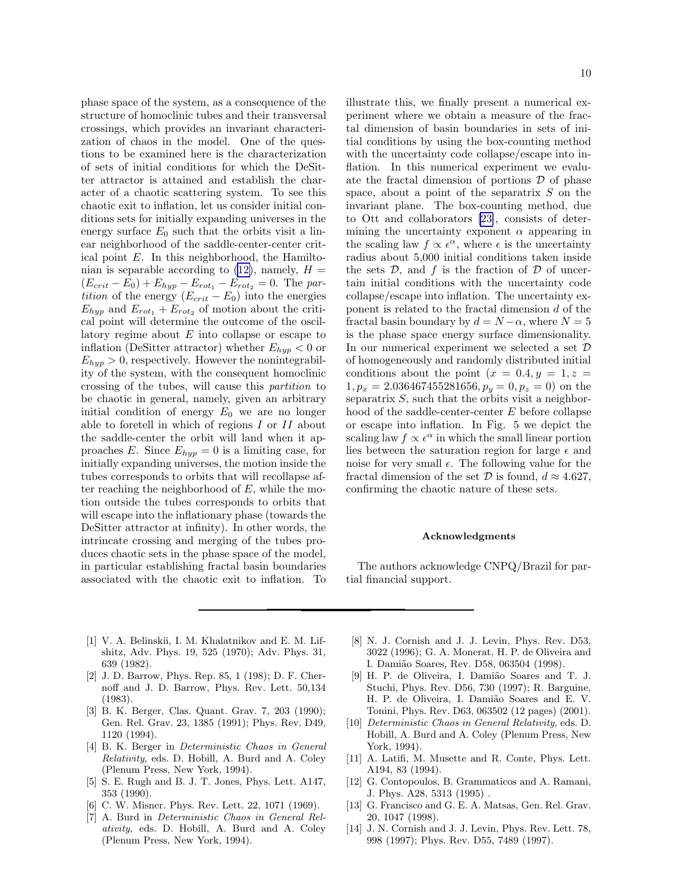phase space of the system, as a consequence of the structure of homoclinic tubes and their transversal crossings, which provides an invariant characterization of chaos in the model. One of the questions to be examined here is the characterization of sets of initial conditions for which the DeSitter attractor is attained and establish the character of a chaotic scattering system. To see this chaotic exit to inflation, let us consider initial conditions sets for initially expanding universes in the energy surface $E_0$ such that the orbits visit a linear neighborhood of the saddle-center-center critical point $E$. In this neighborhood, the Hamiltonian is separable according to (12), namely, $H = (E_{crit} - E_0) + E_{hyp} - E_{rot_1} - E_{rot_2} = 0$. The *partition* of the energy $(E_{crit} - E_0)$ into the energies $E_{hyp}$ and $E_{rot_1} + E_{rot_2}$ of motion about the critical point will determine the outcome of the oscillatory regime about $E$ into collapse or escape to inflation (DeSitter attractor) whether $E_{hyp} < 0$ or $E_{hyp} > 0$, respectively. However the nonintegrability of the system, with the consequent homoclinic crossing of the tubes, will cause this *partition* to be chaotic in general, namely, given an arbitrary initial condition of energy $E_0$ we are no longer able to foretell in which of regions $I$ or $II$ about the saddle-center the orbit will land when it approaches $E$. Since $E_{hyp} = 0$ is a limiting case, for initially expanding universes, the motion inside the tubes corresponds to orbits that will recollapse after reaching the neighborhood of $E$, while the motion outside the tubes corresponds to orbits that will escape into the inflationary phase (towards the DeSitter attractor at infinity). In other words, the intrincate crossing and merging of the tubes produces chaotic sets in the phase space of the model, in particular establishing fractal basin boundaries associated with the chaotic exit to inflation. To illustrate this, we finally present a numerical experiment where we obtain a measure of the fractal dimension of basin boundaries in sets of initial conditions by using the box-counting method with the uncertainty code collapse/escape into inflation. In this numerical experiment we evaluate the fractal dimension of portions $\mathcal{D}$ of phase space, about a point of the separatrix $S$ on the invariant plane. The box-counting method, due to Ott and collaborators [23], consists of determining the uncertainty exponent $\alpha$ appearing in the scaling law $f \propto \epsilon^{\alpha}$, where $\epsilon$ is the uncertainty radius about 5,000 initial conditions taken inside the sets $\mathcal{D}$, and $f$ is the fraction of $\mathcal{D}$ of uncertain initial conditions with the uncertainty code collapse/escape into inflation. The uncertainty exponent is related to the fractal dimension $d$ of the fractal basin boundary by $d = N - \alpha$, where $N = 5$ is the phase space energy surface dimensionality. In our numerical experiment we selected a set $\mathcal{D}$ of homogeneously and randomly distributed initial conditions about the point $(x = 0.4, y = 1, z = 1, p_x = 2.036467455281656, p_y = 0, p_z = 0)$ on the separatrix $S$, such that the orbits visit a neighborhood of the saddle-center-center $E$ before collapse or escape into inflation. In Fig. 5 we depict the scaling law $f \propto \epsilon^{\alpha}$ in which the small linear portion lies between the saturation region for large $\epsilon$ and noise for very small $\epsilon$. The following value for the fractal dimension of the set $\mathcal{D}$ is found, $d \approx 4.627$, confirming the chaotic nature of these sets.

## Acknowledgments

The authors acknowledge CNPQ/Brazil for partial financial support.

---

[1] V. A. Belinskii, I. M. Khalatnikov and E. M. Lifshitz, Adv. Phys. 19, 525 (1970); Adv. Phys. 31, 639 (1982).

[2] J. D. Barrow, Phys. Rep. 85, 1 (198); D. F. Chernoff and J. D. Barrow, Phys. Rev. Lett. 50,134 (1983).

[3] B. K. Berger, Clas. Quant. Grav. 7, 203 (1990); Gen. Rel. Grav. 23, 1385 (1991); Phys. Rev. D49, 1120 (1994).

[4] B. K. Berger in *Deterministic Chaos in General Relativity*, eds. D. Hobill, A. Burd and A. Coley (Plenum Press, New York, 1994).

[5] S. E. Rugh and B. J. T. Jones, Phys. Lett. A147, 353 (1990).

[6] C. W. Misner. Phys. Rev. Lett. 22, 1071 (1969).

[7] A. Burd in *Deterministic Chaos in General Relativity*, eds. D. Hobill, A. Burd and A. Coley (Plenum Press, New York, 1994).

[8] N. J. Cornish and J. J. Levin, Phys. Rev. D53, 3022 (1996); G. A. Monerat, H. P. de Oliveira and I. Damião Soares, Rev. D58, 063504 (1998).

[9] H. P. de Oliveira, I. Damião Soares and T. J. Stuchi, Phys. Rev. D56, 730 (1997); R. Barguine, H. P. de Oliveira, I. Damião Soares and E. V. Tonini, Phys. Rev. D63, 063502 (12 pages) (2001).

[10] *Deterministic Chaos in General Relativity*, eds. D. Hobill, A. Burd and A. Coley (Plenum Press, New York, 1994).

[11] A. Latifi, M. Musette and R. Conte, Phys. Lett. A194, 83 (1994).

[12] G. Contopoulos, B. Grammaticos and A. Ramani, J. Phys. A28, 5313 (1995) .

[13] G. Francisco and G. E. A. Matsas, Gen. Rel. Grav. 20, 1047 (1998).

[14] J. N. Cornish and J. J. Levin, Phys. Rev. Lett. 78, 998 (1997); Phys. Rev. D55, 7489 (1997).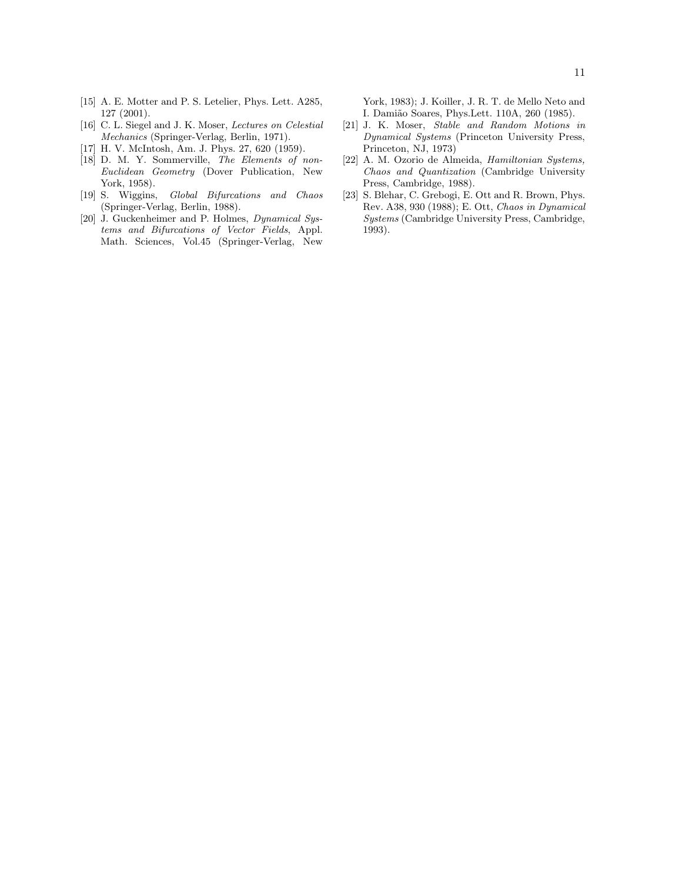[15] A. E. Motter and P. S. Letelier, Phys. Lett. A285, 127 (2001).

[16] C. L. Siegel and J. K. Moser, *Lectures on Celestial Mechanics* (Springer-Verlag, Berlin, 1971).

[17] H. V. McIntosh, Am. J. Phys. 27, 620 (1959).

[18] D. M. Y. Sommerville, *The Elements of non-Euclidean Geometry* (Dover Publication, New York, 1958).

[19] S. Wiggins, *Global Bifurcations and Chaos* (Springer-Verlag, Berlin, 1988).

[20] J. Guckenheimer and P. Holmes, *Dynamical Systems and Bifurcations of Vector Fields*, Appl. Math. Sciences, Vol.45 (Springer-Verlag, New York, 1983); J. Koiller, J. R. T. de Mello Neto and I. Damião Soares, Phys.Lett. 110A, 260 (1985).

[21] J. K. Moser, *Stable and Random Motions in Dynamical Systems* (Princeton University Press, Princeton, NJ, 1973)

[22] A. M. Ozorio de Almeida, *Hamiltonian Systems, Chaos and Quantization* (Cambridge University Press, Cambridge, 1988).

[23] S. Blehar, C. Grebogi, E. Ott and R. Brown, Phys. Rev. A38, 930 (1988); E. Ott, *Chaos in Dynamical Systems* (Cambridge University Press, Cambridge, 1993).